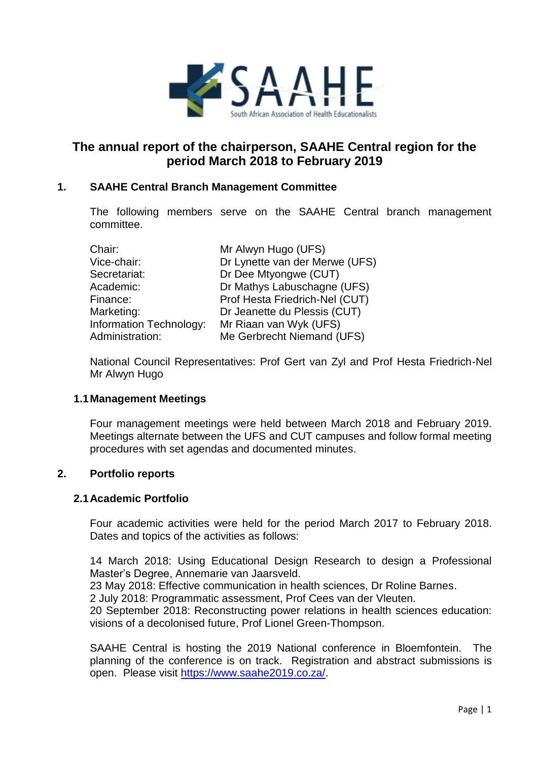# The annual report of the chairperson, SAAHE Central region for the period March 2018 to February 2019

## 1. SAAHE Central Branch Management Committee

The following members serve on the SAAHE Central branch management committee.

| | |
|---|---|
| Chair: | Mr Alwyn Hugo (UFS) |
| Vice-chair: | Dr Lynette van der Merwe (UFS) |
| Secretariat: | Dr Dee Mtyongwe (CUT) |
| Academic: | Dr Mathys Labuschagne (UFS) |
| Finance: | Prof Hesta Friedrich-Nel (CUT) |
| Marketing: | Dr Jeanette du Plessis (CUT) |
| Information Technology: | Mr Riaan van Wyk (UFS) |
| Administration: | Me Gerbrecht Niemand (UFS) |

National Council Representatives: Prof Gert van Zyl and Prof Hesta Friedrich-Nel
Mr Alwyn Hugo

### 1.1 Management Meetings

Four management meetings were held between March 2018 and February 2019. Meetings alternate between the UFS and CUT campuses and follow formal meeting procedures with set agendas and documented minutes.

## 2. Portfolio reports

### 2.1 Academic Portfolio

Four academic activities were held for the period March 2017 to February 2018. Dates and topics of the activities as follows:

14 March 2018: Using Educational Design Research to design a Professional Master's Degree, Annemarie van Jaarsveld.
23 May 2018: Effective communication in health sciences, Dr Roline Barnes.
2 July 2018: Programmatic assessment, Prof Cees van der Vleuten.
20 September 2018: Reconstructing power relations in health sciences education: visions of a decolonised future, Prof Lionel Green-Thompson.

SAAHE Central is hosting the 2019 National conference in Bloemfontein. The planning of the conference is on track. Registration and abstract submissions is open. Please visit https://www.saahe2019.co.za/.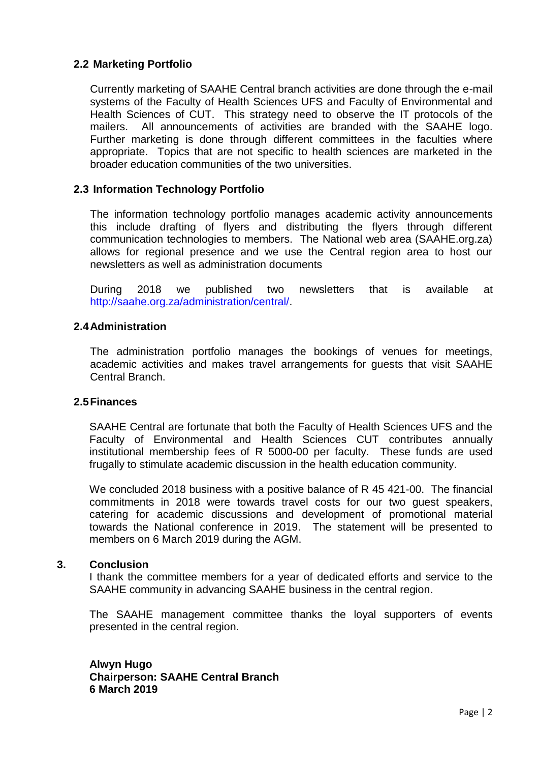### 2.2 Marketing Portfolio

Currently marketing of SAAHE Central branch activities are done through the e-mail systems of the Faculty of Health Sciences UFS and Faculty of Environmental and Health Sciences of CUT. This strategy need to observe the IT protocols of the mailers. All announcements of activities are branded with the SAAHE logo. Further marketing is done through different committees in the faculties where appropriate. Topics that are not specific to health sciences are marketed in the broader education communities of the two universities.

### 2.3 Information Technology Portfolio

The information technology portfolio manages academic activity announcements this include drafting of flyers and distributing the flyers through different communication technologies to members. The National web area (SAAHE.org.za) allows for regional presence and we use the Central region area to host our newsletters as well as administration documents

During 2018 we published two newsletters that is available at http://saahe.org.za/administration/central/.

### 2.4 Administration

The administration portfolio manages the bookings of venues for meetings, academic activities and makes travel arrangements for guests that visit SAAHE Central Branch.

### 2.5 Finances

SAAHE Central are fortunate that both the Faculty of Health Sciences UFS and the Faculty of Environmental and Health Sciences CUT contributes annually institutional membership fees of R 5000-00 per faculty. These funds are used frugally to stimulate academic discussion in the health education community.

We concluded 2018 business with a positive balance of R 45 421-00. The financial commitments in 2018 were towards travel costs for our two guest speakers, catering for academic discussions and development of promotional material towards the National conference in 2019. The statement will be presented to members on 6 March 2019 during the AGM.

## 3. Conclusion

I thank the committee members for a year of dedicated efforts and service to the SAAHE community in advancing SAAHE business in the central region.

The SAAHE management committee thanks the loyal supporters of events presented in the central region.

**Alwyn Hugo**
**Chairperson: SAAHE Central Branch**
**6 March 2019**